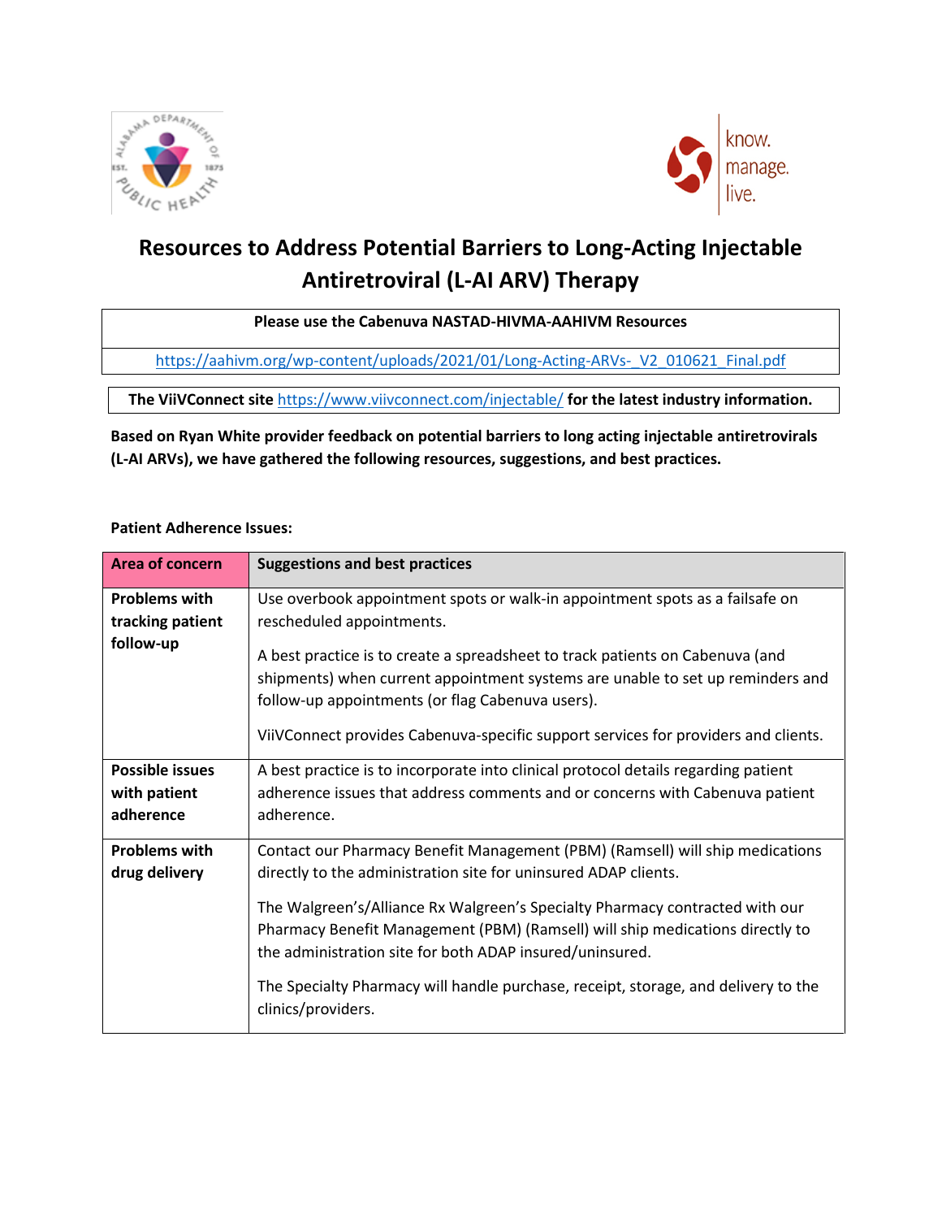# Resources to Address Potential Barriers to Long-Acting Injectable Antiretroviral (L-AI ARV) Therapy

| Please use the Cabenuva NASTAD-HIVMA-AAHIVM Resources |
|---|
| https://aahivm.org/wp-content/uploads/2021/01/Long-Acting-ARVs-_V2_010621_Final.pdf |

**The ViiVConnect site https://www.viivconnect.com/injectable/ for the latest industry information.**

**Based on Ryan White provider feedback on potential barriers to long acting injectable antiretrovirals (L-AI ARVs), we have gathered the following resources, suggestions, and best practices.**

**Patient Adherence Issues:**

| Area of concern | Suggestions and best practices |
|---|---|
| **Problems with tracking patient follow-up** | Use overbook appointment spots or walk-in appointment spots as a failsafe on rescheduled appointments. <br><br> A best practice is to create a spreadsheet to track patients on Cabenuva (and shipments) when current appointment systems are unable to set up reminders and follow-up appointments (or flag Cabenuva users). <br><br> ViiVConnect provides Cabenuva-specific support services for providers and clients. |
| **Possible issues with patient adherence** | A best practice is to incorporate into clinical protocol details regarding patient adherence issues that address comments and or concerns with Cabenuva patient adherence. |
| **Problems with drug delivery** | Contact our Pharmacy Benefit Management (PBM) (Ramsell) will ship medications directly to the administration site for uninsured ADAP clients. <br><br> The Walgreen's/Alliance Rx Walgreen's Specialty Pharmacy contracted with our Pharmacy Benefit Management (PBM) (Ramsell) will ship medications directly to the administration site for both ADAP insured/uninsured. <br><br> The Specialty Pharmacy will handle purchase, receipt, storage, and delivery to the clinics/providers. |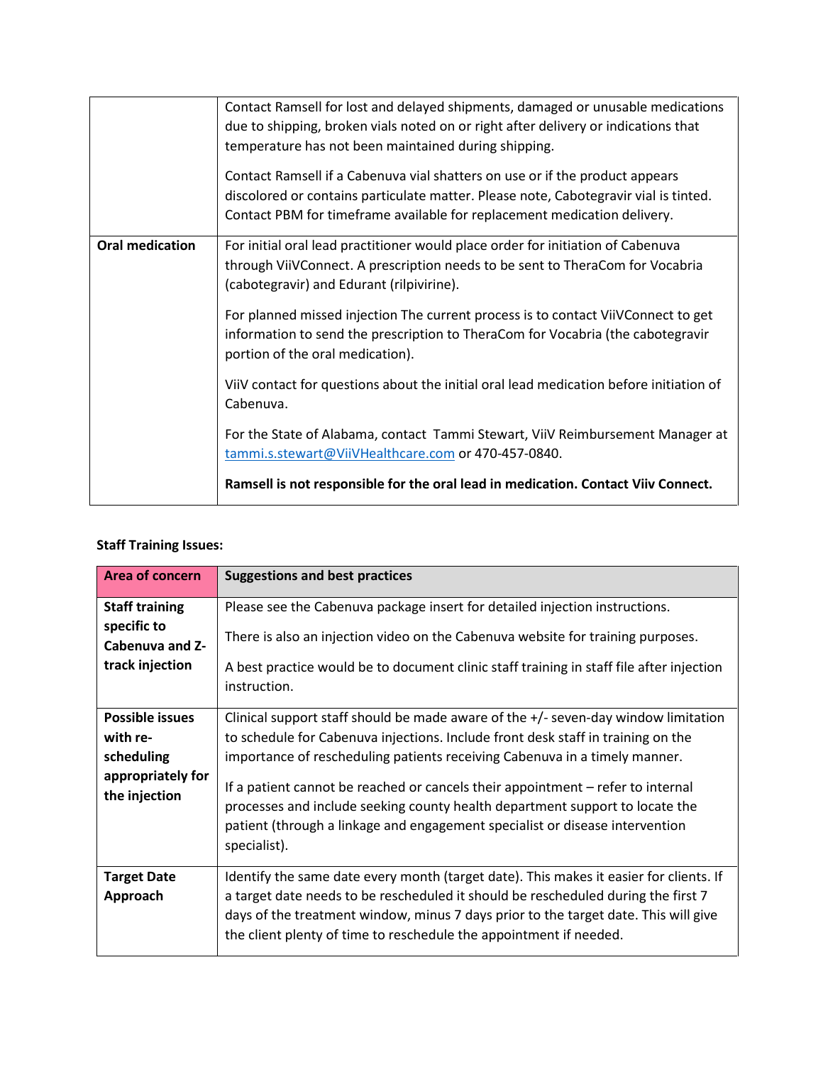| | |
|---|---|
| | Contact Ramsell for lost and delayed shipments, damaged or unusable medications due to shipping, broken vials noted on or right after delivery or indications that temperature has not been maintained during shipping.<br><br>Contact Ramsell if a Cabenuva vial shatters on use or if the product appears discolored or contains particulate matter. Please note, Cabotegravir vial is tinted. Contact PBM for timeframe available for replacement medication delivery. |
| **Oral medication** | For initial oral lead practitioner would place order for initiation of Cabenuva through ViiVConnect. A prescription needs to be sent to TheraCom for Vocabria (cabotegravir) and Edurant (rilpivirine).<br><br>For planned missed injection The current process is to contact ViiVConnect to get information to send the prescription to TheraCom for Vocabria (the cabotegravir portion of the oral medication).<br><br>ViiV contact for questions about the initial oral lead medication before initiation of Cabenuva.<br><br>For the State of Alabama, contact Tammi Stewart, ViiV Reimbursement Manager at [tammi.s.stewart@ViiVHealthcare.com](mailto:tammi.s.stewart@ViiVHealthcare.com) or 470-457-0840.<br><br>**Ramsell is not responsible for the oral lead in medication. Contact Viiv Connect.** |

**Staff Training Issues:**

| Area of concern | Suggestions and best practices |
|---|---|
| **Staff training specific to Cabenuva and Z-track injection** | Please see the Cabenuva package insert for detailed injection instructions.<br><br>There is also an injection video on the Cabenuva website for training purposes.<br><br>A best practice would be to document clinic staff training in staff file after injection instruction. |
| **Possible issues with re-scheduling appropriately for the injection** | Clinical support staff should be made aware of the +/- seven-day window limitation to schedule for Cabenuva injections. Include front desk staff in training on the importance of rescheduling patients receiving Cabenuva in a timely manner.<br><br>If a patient cannot be reached or cancels their appointment – refer to internal processes and include seeking county health department support to locate the patient (through a linkage and engagement specialist or disease intervention specialist). |
| **Target Date Approach** | Identify the same date every month (target date). This makes it easier for clients. If a target date needs to be rescheduled it should be rescheduled during the first 7 days of the treatment window, minus 7 days prior to the target date. This will give the client plenty of time to reschedule the appointment if needed. |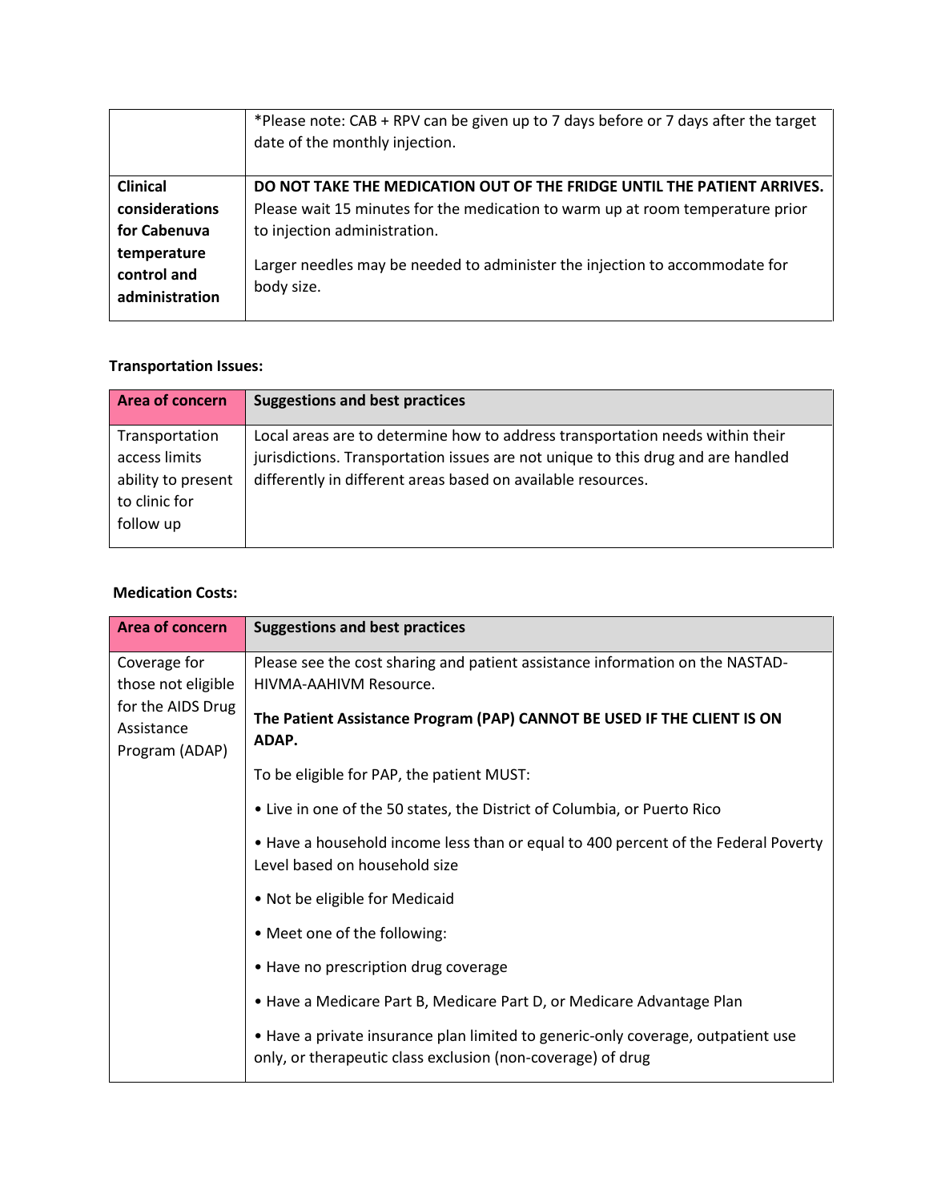| | |
|---|---|
| | *Please note: CAB + RPV can be given up to 7 days before or 7 days after the target date of the monthly injection. |
| **Clinical considerations for Cabenuva temperature control and administration** | **DO NOT TAKE THE MEDICATION OUT OF THE FRIDGE UNTIL THE PATIENT ARRIVES.** Please wait 15 minutes for the medication to warm up at room temperature prior to injection administration.<br><br>Larger needles may be needed to administer the injection to accommodate for body size. |

**Transportation Issues:**

| Area of concern | Suggestions and best practices |
|---|---|
| Transportation access limits ability to present to clinic for follow up | Local areas are to determine how to address transportation needs within their jurisdictions. Transportation issues are not unique to this drug and are handled differently in different areas based on available resources. |

**Medication Costs:**

| Area of concern | Suggestions and best practices |
|---|---|
| Coverage for those not eligible for the AIDS Drug Assistance Program (ADAP) | Please see the cost sharing and patient assistance information on the NASTAD-HIVMA-AAHIVM Resource.<br><br>**The Patient Assistance Program (PAP) CANNOT BE USED IF THE CLIENT IS ON ADAP.**<br><br>To be eligible for PAP, the patient MUST:<br><br>• Live in one of the 50 states, the District of Columbia, or Puerto Rico<br><br>• Have a household income less than or equal to 400 percent of the Federal Poverty Level based on household size<br><br>• Not be eligible for Medicaid<br><br>• Meet one of the following:<br><br>• Have no prescription drug coverage<br><br>• Have a Medicare Part B, Medicare Part D, or Medicare Advantage Plan<br><br>• Have a private insurance plan limited to generic-only coverage, outpatient use only, or therapeutic class exclusion (non-coverage) of drug |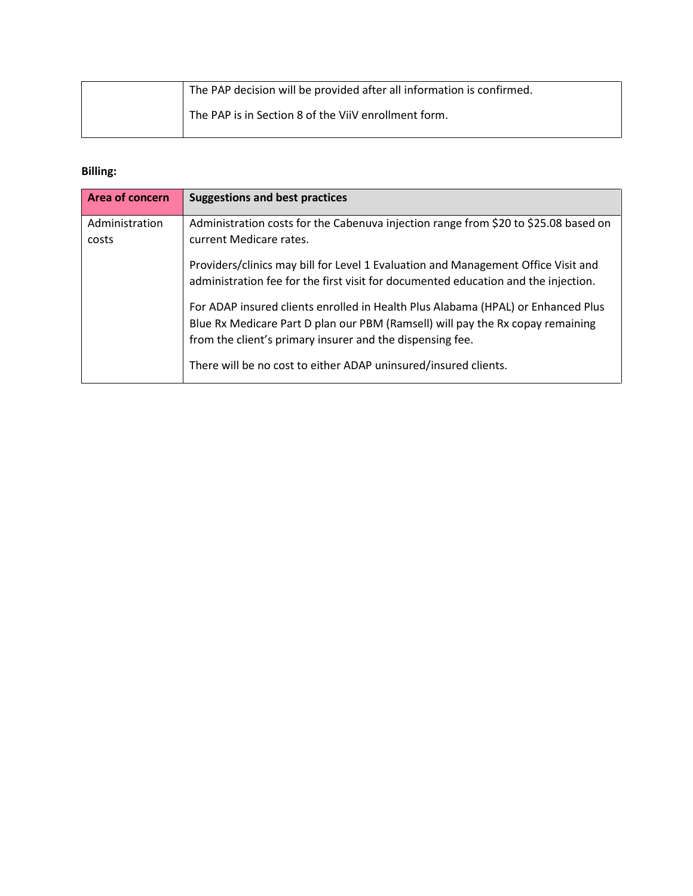| | |
|---|---|
| | The PAP decision will be provided after all information is confirmed.<br><br>The PAP is in Section 8 of the ViiV enrollment form. |

**Billing:**

| Area of concern | Suggestions and best practices |
|---|---|
| Administration costs | Administration costs for the Cabenuva injection range from $20 to $25.08 based on current Medicare rates.<br><br>Providers/clinics may bill for Level 1 Evaluation and Management Office Visit and administration fee for the first visit for documented education and the injection.<br><br>For ADAP insured clients enrolled in Health Plus Alabama (HPAL) or Enhanced Plus Blue Rx Medicare Part D plan our PBM (Ramsell) will pay the Rx copay remaining from the client's primary insurer and the dispensing fee.<br><br>There will be no cost to either ADAP uninsured/insured clients. |